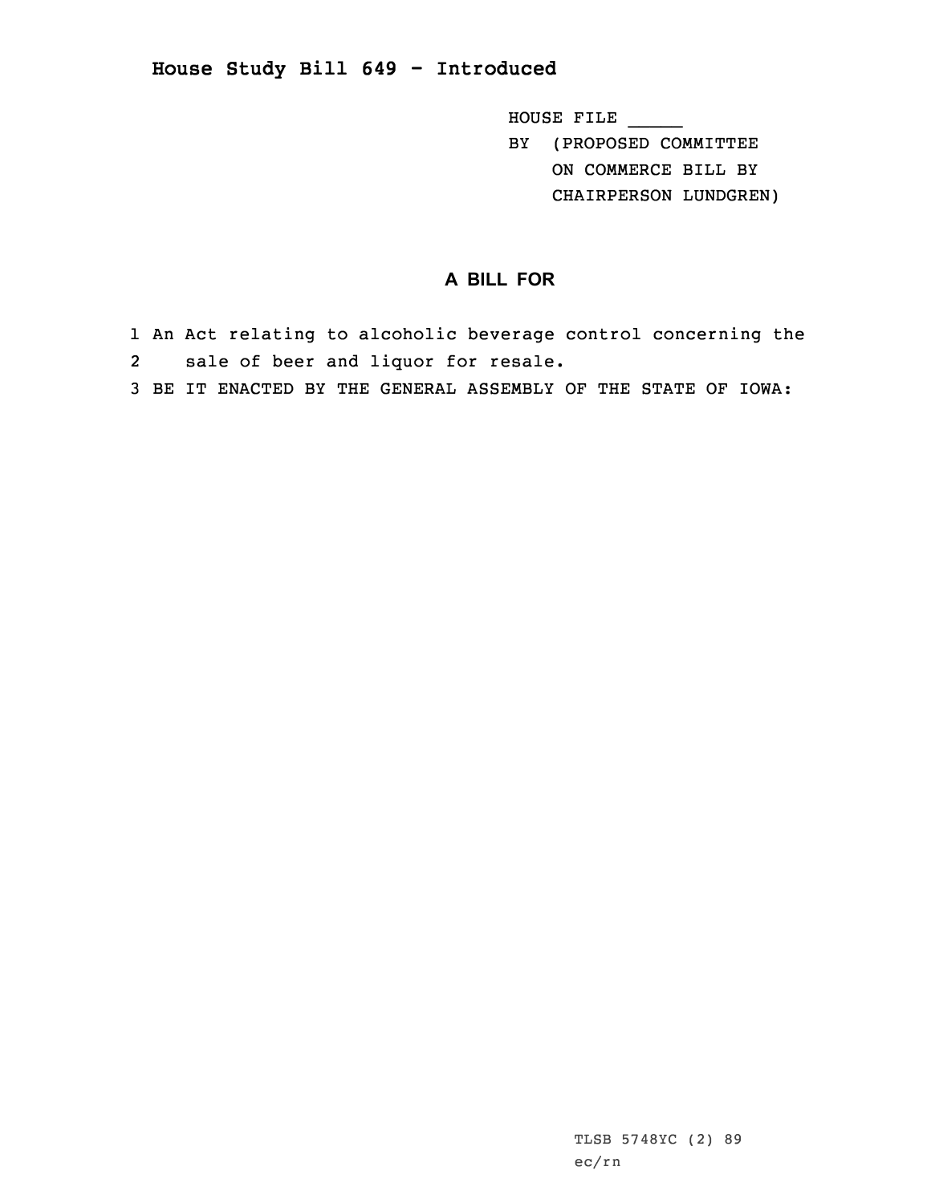# House Study Bill 649 - Introduced

HOUSE FILE _____
BY (PROPOSED COMMITTEE
ON COMMERCE BILL BY
CHAIRPERSON LUNDGREN)

## A BILL FOR

1 An Act relating to alcoholic beverage control concerning the
2 sale of beer and liquor for resale.
3 BE IT ENACTED BY THE GENERAL ASSEMBLY OF THE STATE OF IOWA:

TLSB 5748YC (2) 89
ec/rn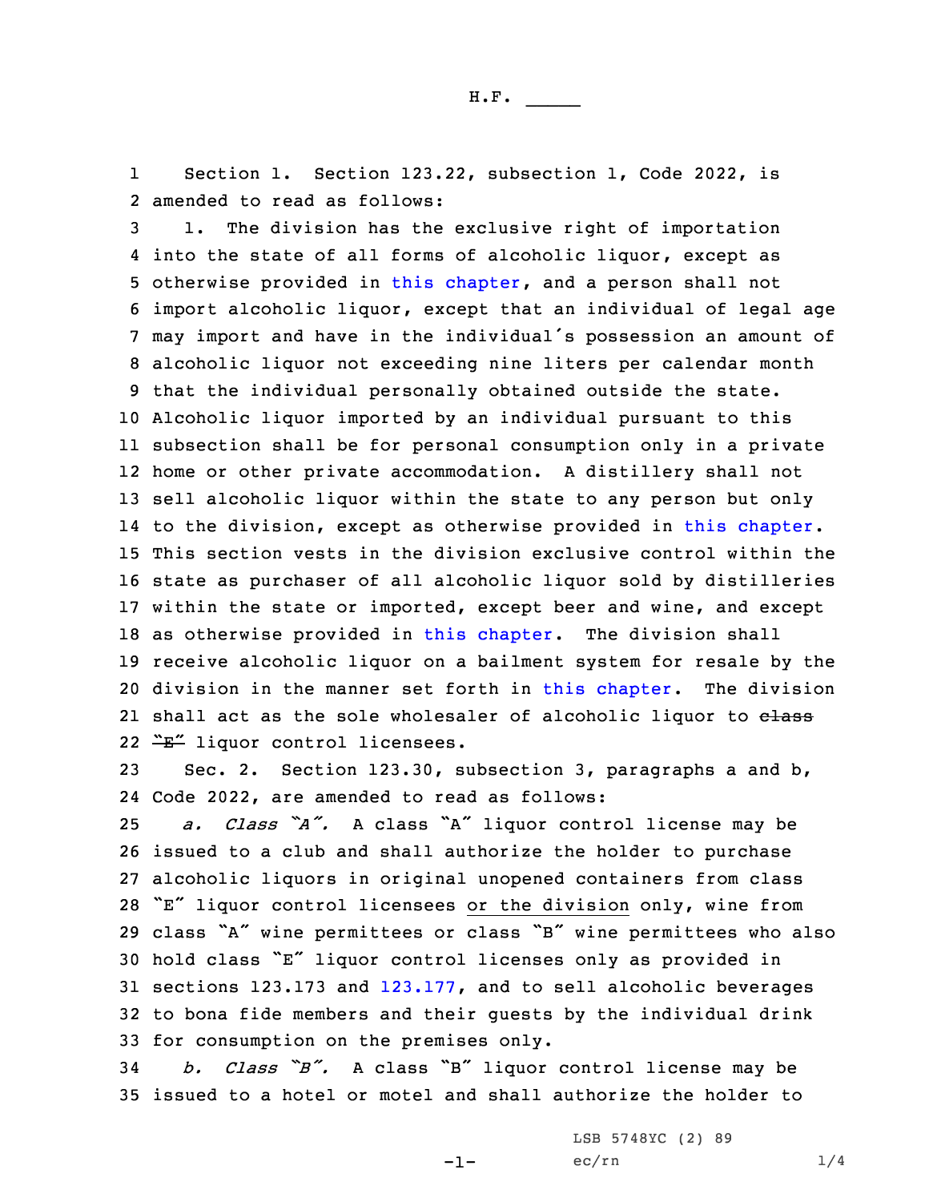Section 1. Section 123.22, subsection 1, Code 2022, is amended to read as follows:

1. The division has the exclusive right of importation into the state of all forms of alcoholic liquor, except as otherwise provided in this chapter, and a person shall not import alcoholic liquor, except that an individual of legal age may import and have in the individual's possession an amount of alcoholic liquor not exceeding nine liters per calendar month that the individual personally obtained outside the state. Alcoholic liquor imported by an individual pursuant to this subsection shall be for personal consumption only in a private home or other private accommodation. A distillery shall not sell alcoholic liquor within the state to any person but only to the division, except as otherwise provided in this chapter. This section vests in the division exclusive control within the state as purchaser of all alcoholic liquor sold by distilleries within the state or imported, except beer and wine, and except as otherwise provided in this chapter. The division shall receive alcoholic liquor on a bailment system for resale by the division in the manner set forth in this chapter. The division shall act as the sole wholesaler of alcoholic liquor to ~~class "E"~~ liquor control licensees.

Sec. 2. Section 123.30, subsection 3, paragraphs a and b, Code 2022, are amended to read as follows:

*a. Class "A".* A class "A" liquor control license may be issued to a club and shall authorize the holder to purchase alcoholic liquors in original unopened containers from class "E" liquor control licensees <u>or the division</u> only, wine from class "A" wine permittees or class "B" wine permittees who also hold class "E" liquor control licenses only as provided in sections 123.173 and 123.177, and to sell alcoholic beverages to bona fide members and their guests by the individual drink for consumption on the premises only.

*b. Class "B".* A class "B" liquor control license may be issued to a hotel or motel and shall authorize the holder to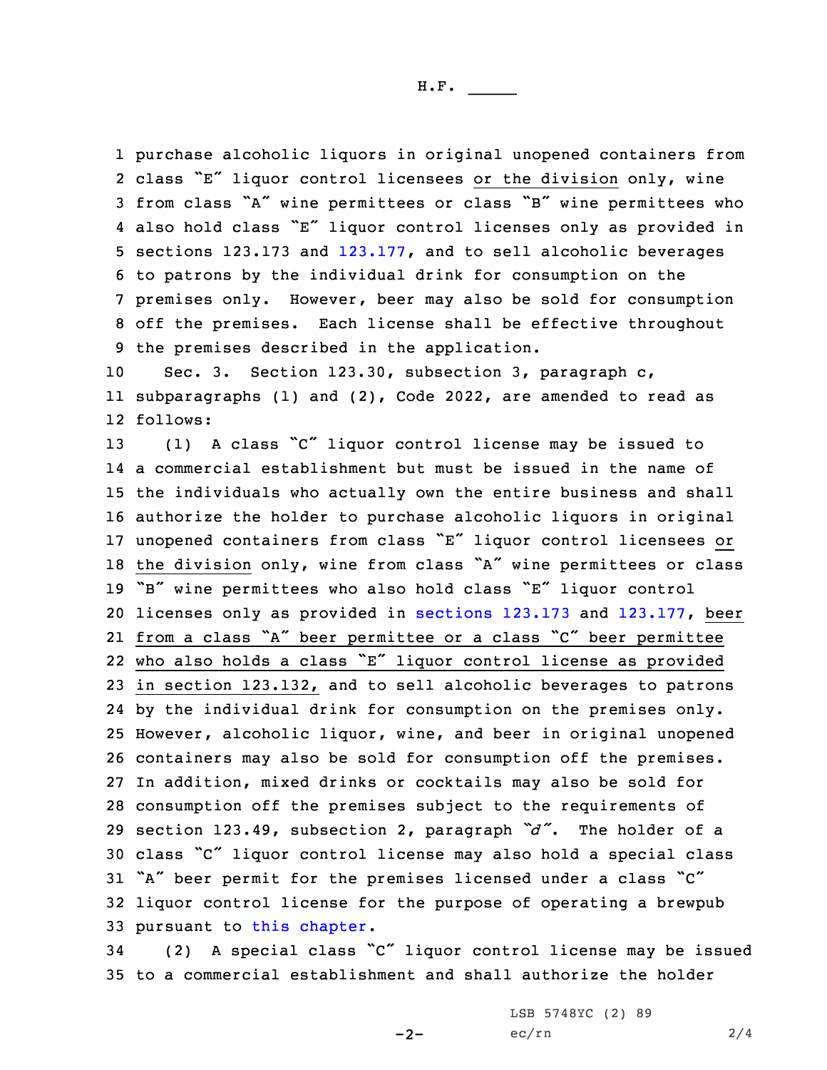purchase alcoholic liquors in original unopened containers from class "E" liquor control licensees or the division only, wine from class "A" wine permittees or class "B" wine permittees who also hold class "E" liquor control licenses only as provided in sections 123.173 and 123.177, and to sell alcoholic beverages to patrons by the individual drink for consumption on the premises only. However, beer may also be sold for consumption off the premises. Each license shall be effective throughout the premises described in the application.

Sec. 3. Section 123.30, subsection 3, paragraph c, subparagraphs (1) and (2), Code 2022, are amended to read as follows:

(1) A class "C" liquor control license may be issued to a commercial establishment but must be issued in the name of the individuals who actually own the entire business and shall authorize the holder to purchase alcoholic liquors in original unopened containers from class "E" liquor control licensees or the division only, wine from class "A" wine permittees or class "B" wine permittees who also hold class "E" liquor control licenses only as provided in sections 123.173 and 123.177, beer from a class "A" beer permittee or a class "C" beer permittee who also holds a class "E" liquor control license as provided in section 123.132, and to sell alcoholic beverages to patrons by the individual drink for consumption on the premises only. However, alcoholic liquor, wine, and beer in original unopened containers may also be sold for consumption off the premises. In addition, mixed drinks or cocktails may also be sold for consumption off the premises subject to the requirements of section 123.49, subsection 2, paragraph *"d"*. The holder of a class "C" liquor control license may also hold a special class "A" beer permit for the premises licensed under a class "C" liquor control license for the purpose of operating a brewpub pursuant to this chapter.

(2) A special class "C" liquor control license may be issued to a commercial establishment and shall authorize the holder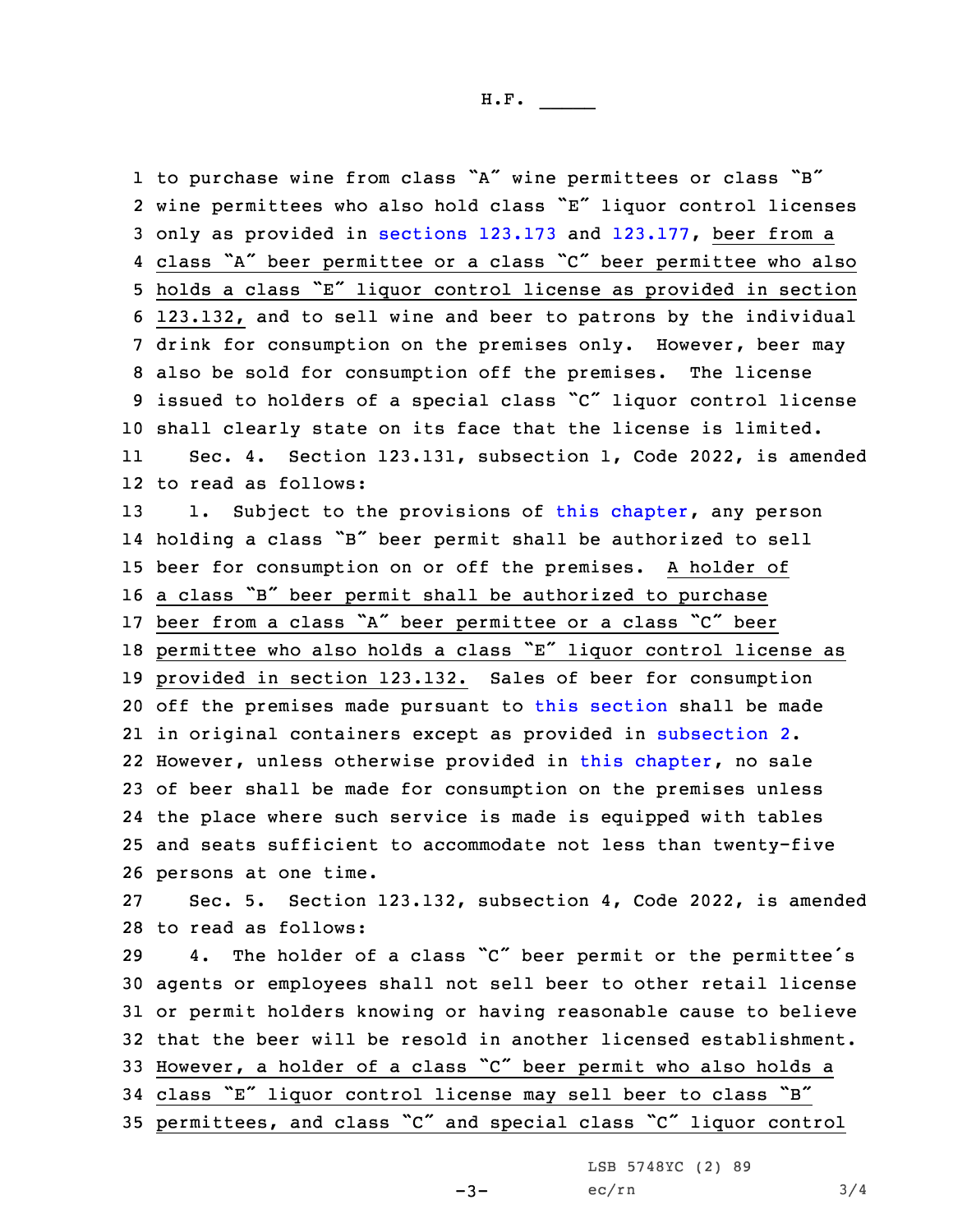to purchase wine from class "A" wine permittees or class "B" wine permittees who also hold class "E" liquor control licenses only as provided in sections 123.173 and 123.177, beer from a class "A" beer permittee or a class "C" beer permittee who also holds a class "E" liquor control license as provided in section 123.132, and to sell wine and beer to patrons by the individual drink for consumption on the premises only. However, beer may also be sold for consumption off the premises. The license issued to holders of a special class "C" liquor control license shall clearly state on its face that the license is limited.

Sec. 4. Section 123.131, subsection 1, Code 2022, is amended to read as follows:

1. Subject to the provisions of this chapter, any person holding a class "B" beer permit shall be authorized to sell beer for consumption on or off the premises. A holder of a class "B" beer permit shall be authorized to purchase beer from a class "A" beer permittee or a class "C" beer permittee who also holds a class "E" liquor control license as provided in section 123.132. Sales of beer for consumption off the premises made pursuant to this section shall be made in original containers except as provided in subsection 2. However, unless otherwise provided in this chapter, no sale of beer shall be made for consumption on the premises unless the place where such service is made is equipped with tables and seats sufficient to accommodate not less than twenty-five persons at one time.

Sec. 5. Section 123.132, subsection 4, Code 2022, is amended to read as follows:

4. The holder of a class "C" beer permit or the permittee's agents or employees shall not sell beer to other retail license or permit holders knowing or having reasonable cause to believe that the beer will be resold in another licensed establishment. However, a holder of a class "C" beer permit who also holds a class "E" liquor control license may sell beer to class "B" permittees, and class "C" and special class "C" liquor control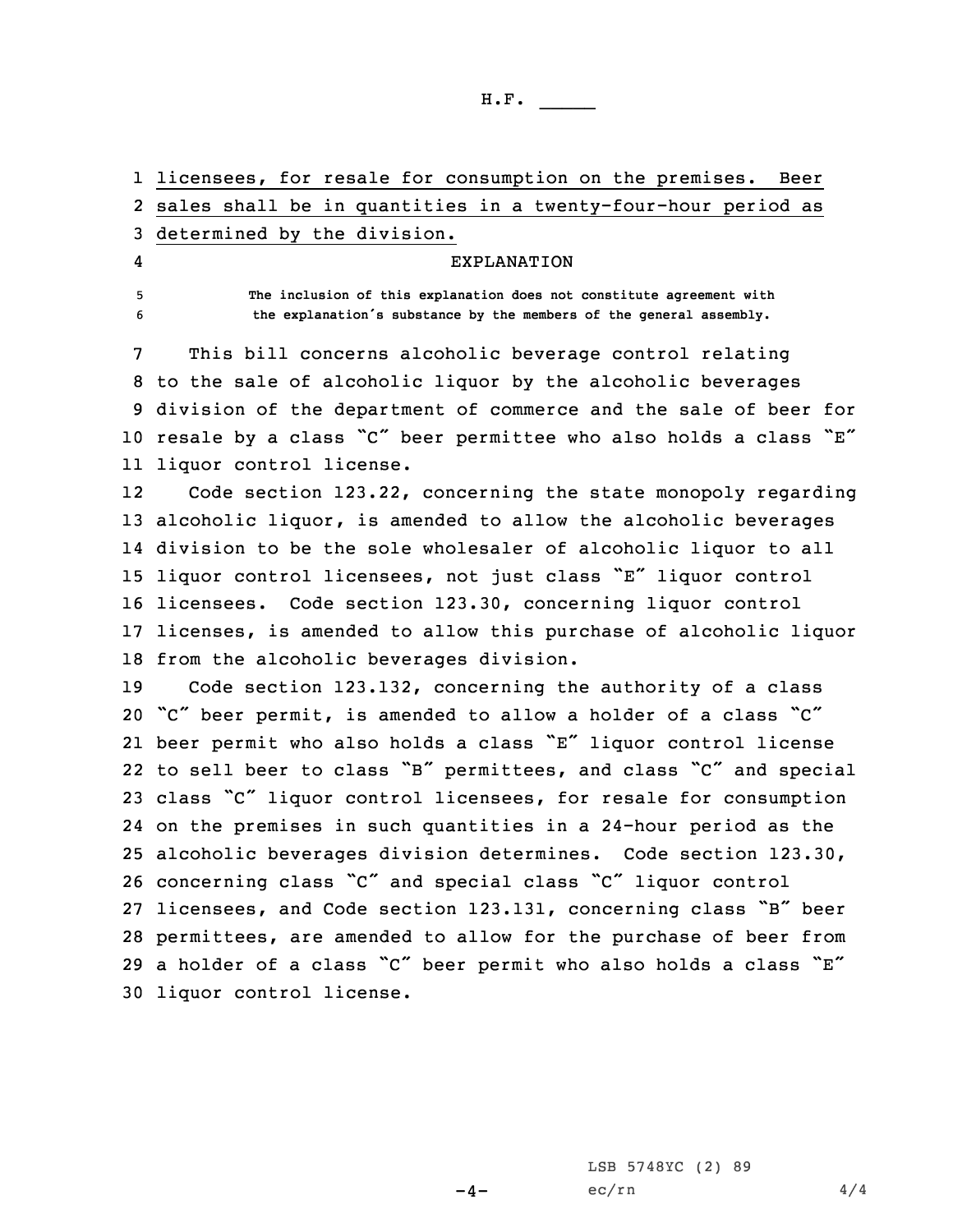licensees, for resale for consumption on the premises. Beer sales shall be in quantities in a twenty-four-hour period as determined by the division.

## EXPLANATION

**The inclusion of this explanation does not constitute agreement with the explanation's substance by the members of the general assembly.**

This bill concerns alcoholic beverage control relating to the sale of alcoholic liquor by the alcoholic beverages division of the department of commerce and the sale of beer for resale by a class "C" beer permittee who also holds a class "E" liquor control license.

Code section 123.22, concerning the state monopoly regarding alcoholic liquor, is amended to allow the alcoholic beverages division to be the sole wholesaler of alcoholic liquor to all liquor control licensees, not just class "E" liquor control licensees. Code section 123.30, concerning liquor control licenses, is amended to allow this purchase of alcoholic liquor from the alcoholic beverages division.

Code section 123.132, concerning the authority of a class "C" beer permit, is amended to allow a holder of a class "C" beer permit who also holds a class "E" liquor control license to sell beer to class "B" permittees, and class "C" and special class "C" liquor control licensees, for resale for consumption on the premises in such quantities in a 24-hour period as the alcoholic beverages division determines. Code section 123.30, concerning class "C" and special class "C" liquor control licensees, and Code section 123.131, concerning class "B" beer permittees, are amended to allow for the purchase of beer from a holder of a class "C" beer permit who also holds a class "E" liquor control license.

LSB 5748YC (2) 89
ec/rn